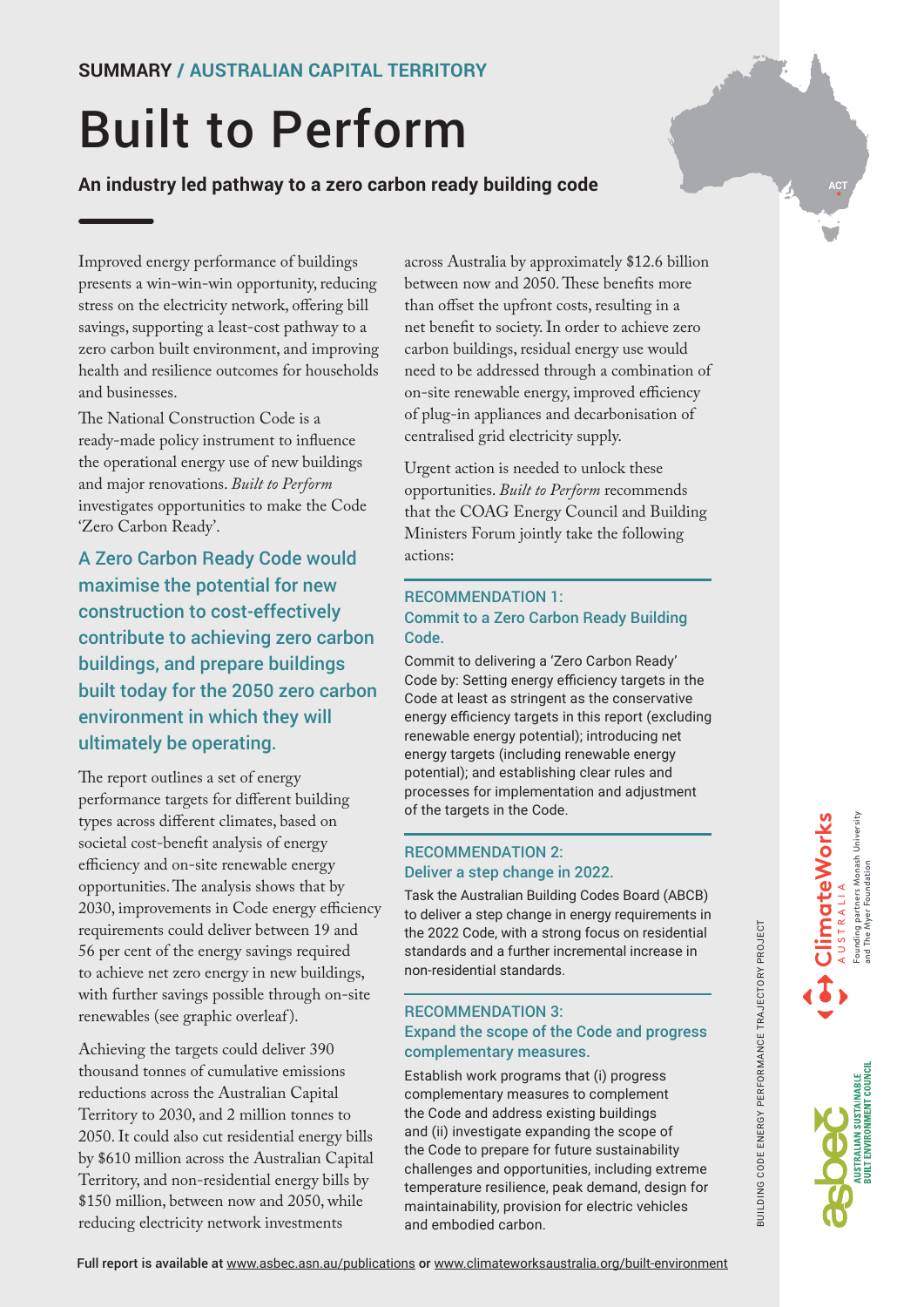**SUMMARY / AUSTRALIAN CAPITAL TERRITORY**

# Built to Perform

**An industry led pathway to a zero carbon ready building code**

Improved energy performance of buildings presents a win-win-win opportunity, reducing stress on the electricity network, offering bill savings, supporting a least-cost pathway to a zero carbon built environment, and improving health and resilience outcomes for households and businesses.

The National Construction Code is a ready-made policy instrument to influence the operational energy use of new buildings and major renovations. *Built to Perform* investigates opportunities to make the Code 'Zero Carbon Ready'.

**A Zero Carbon Ready Code would maximise the potential for new construction to cost-effectively contribute to achieving zero carbon buildings, and prepare buildings built today for the 2050 zero carbon environment in which they will ultimately be operating.**

The report outlines a set of energy performance targets for different building types across different climates, based on societal cost-benefit analysis of energy efficiency and on-site renewable energy opportunities. The analysis shows that by 2030, improvements in Code energy efficiency requirements could deliver between 19 and 56 per cent of the energy savings required to achieve net zero energy in new buildings, with further savings possible through on-site renewables (see graphic overleaf).

Achieving the targets could deliver 390 thousand tonnes of cumulative emissions reductions across the Australian Capital Territory to 2030, and 2 million tonnes to 2050. It could also cut residential energy bills by $610 million across the Australian Capital Territory, and non-residential energy bills by $150 million, between now and 2050, while reducing electricity network investments across Australia by approximately $12.6 billion between now and 2050. These benefits more than offset the upfront costs, resulting in a net benefit to society. In order to achieve zero carbon buildings, residual energy use would need to be addressed through a combination of on-site renewable energy, improved efficiency of plug-in appliances and decarbonisation of centralised grid electricity supply.

Urgent action is needed to unlock these opportunities. *Built to Perform* recommends that the COAG Energy Council and Building Ministers Forum jointly take the following actions:

### RECOMMENDATION 1: Commit to a Zero Carbon Ready Building Code.

Commit to delivering a 'Zero Carbon Ready' Code by: Setting energy efficiency targets in the Code at least as stringent as the conservative energy efficiency targets in this report (excluding renewable energy potential); introducing net energy targets (including renewable energy potential); and establishing clear rules and processes for implementation and adjustment of the targets in the Code.

### RECOMMENDATION 2: Deliver a step change in 2022.

Task the Australian Building Codes Board (ABCB) to deliver a step change in energy requirements in the 2022 Code, with a strong focus on residential standards and a further incremental increase in non-residential standards.

### RECOMMENDATION 3: Expand the scope of the Code and progress complementary measures.

Establish work programs that (i) progress complementary measures to complement the Code and address existing buildings and (ii) investigate expanding the scope of the Code to prepare for future sustainability challenges and opportunities, including extreme temperature resilience, peak demand, design for maintainability, provision for electric vehicles and embodied carbon.

BUILDING CODE ENERGY PERFORMANCE TRAJECTORY PROJECT

ClimateWorks Australia — Founding partners Monash University and The Myer Foundation

asbec — Australian Sustainable Built Environment Council

**Full report is available at** www.asbec.asn.au/publications **or** www.climateworksaustralia.org/built-environment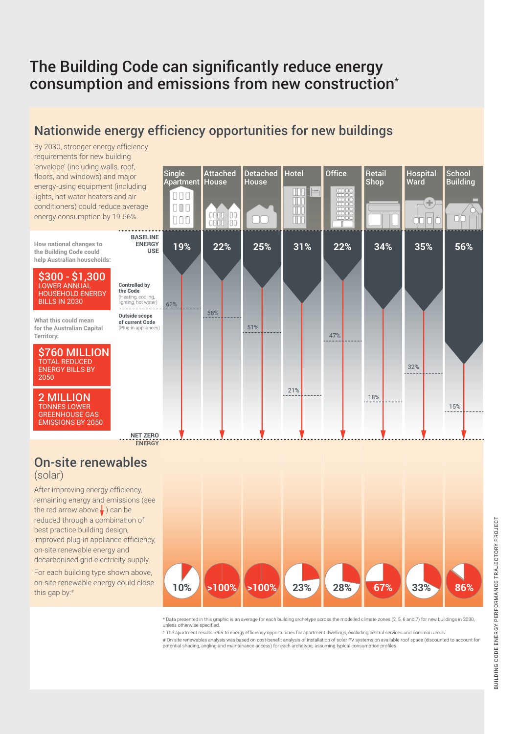# The Building Code can significantly reduce energy consumption and emissions from new construction*

## Nationwide energy efficiency opportunities for new buildings

By 2030, stronger energy efficiency requirements for new building 'envelope' (including walls, roof, floors, and windows) and major energy-using equipment (including lights, hot water heaters and air conditioners) could reduce average energy consumption by 19-56%.

Single Apartment^
Attached House
Detached House
Hotel
Office
Retail Shop
Hospital Ward
School Building

BASELINE ENERGY USE

19%
22%
25%
31%
22%
34%
35%
56%

Controlled by the Code (Heating, cooling, lighting, hot water)

Outside scope of current Code (Plug-in appliances)

62%
58%
51%
21%
47%
18%
32%
15%

NET ZERO ENERGY

How national changes to the Building Code could help Australian households:

**$300 - $1,300**
LOWER ANNUAL HOUSEHOLD ENERGY BILLS IN 2030

What this could mean for the Australian Capital Territory:

**$760 MILLION**
TOTAL REDUCED ENERGY BILLS BY 2050

**2 MILLION**
TONNES LOWER GREENHOUSE GAS EMISSIONS BY 2050

## On-site renewables
(solar)

After improving energy efficiency, remaining energy and emissions (see the red arrow above) can be reduced through a combination of best practice building design, improved plug-in appliance efficiency, on-site renewable energy and decarbonised grid electricity supply.

For each building type shown above, on-site renewable energy could close this gap by:#

10%
>100%
>100%
23%
28%
67%
33%
86%

\* Data presented in this graphic is an average for each building archetype across the modelled climate zones (2, 5, 6 and 7) for new buildings in 2030, unless otherwise specified.

^ The apartment results refer to energy efficiency opportunities for apartment dwellings, excluding central services and common areas.

# On-site renewables analysis was based on cost-benefit analysis of installation of solar PV systems on available roof space (discounted to account for potential shading, angling and maintenance access) for each archetype, assuming typical consumption profiles.